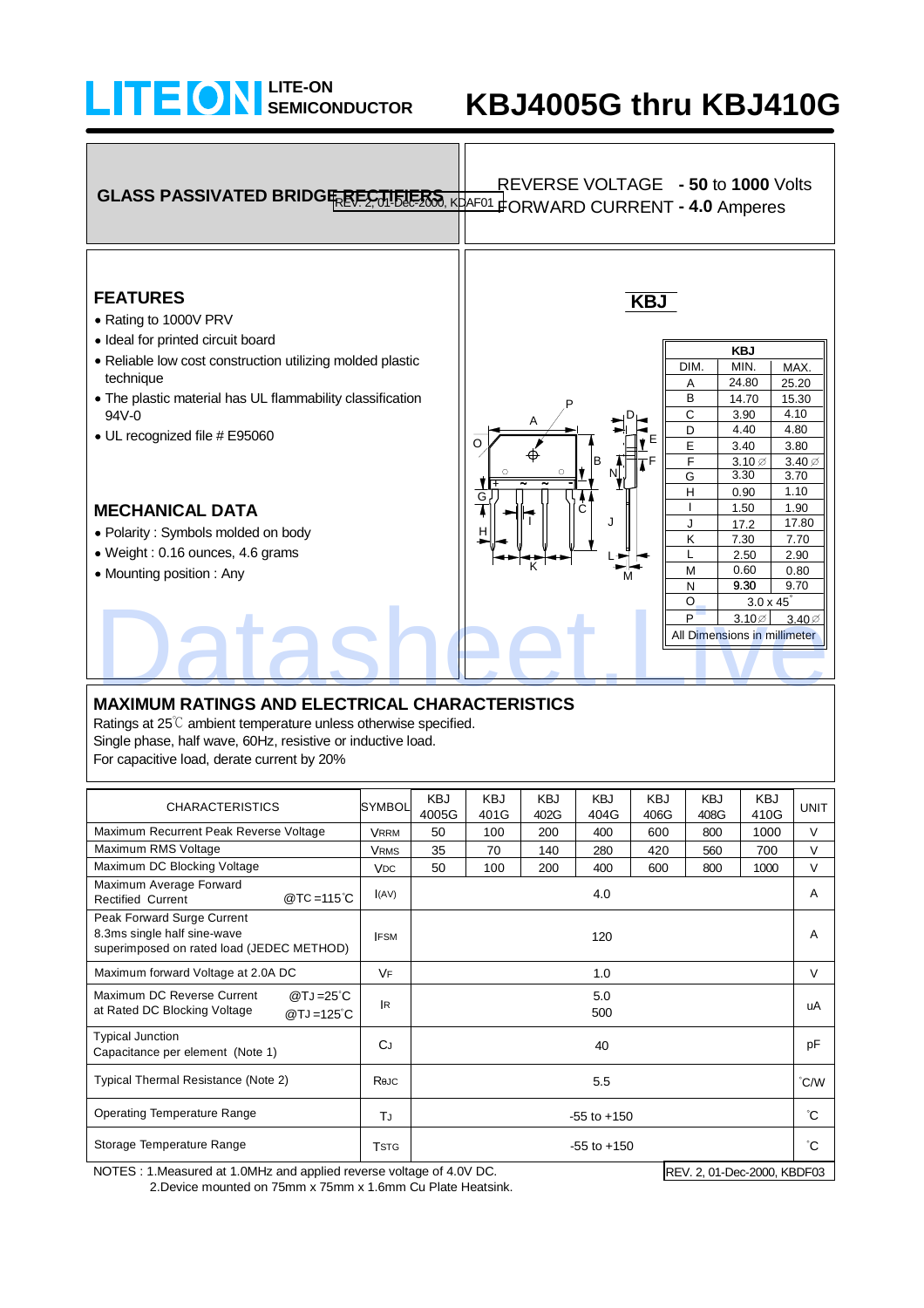# LITE-ON SEMICONDUCTOR

# KBJ4005G thru KBJ410G

**GLASS PASSIVATED BRIDGE RECTIFIERS**

REVERSE VOLTAGE **- 50** to **1000** Volts
FORWARD CURRENT **- 4.0** Amperes

## FEATURES

- Rating to 1000V PRV
- Ideal for printed circuit board
- Reliable low cost construction utilizing molded plastic technique
- The plastic material has UL flammability classification 94V-0
- UL recognized file # E95060

## MECHANICAL DATA

- Polarity : Symbols molded on body
- Weight : 0.16 ounces, 4.6 grams
- Mounting position : Any

**KBJ**

| DIM. | MIN. | MAX. |
|---|---|---|
| A | 24.80 | 25.20 |
| B | 14.70 | 15.30 |
| C | 3.90 | 4.10 |
| D | 4.40 | 4.80 |
| E | 3.40 | 3.80 |
| F | 3.10 ∅ | 3.40 ∅ |
| G | 3.30 | 3.70 |
| H | 0.90 | 1.10 |
| I | 1.50 | 1.90 |
| J | 17.2 | 17.80 |
| K | 7.30 | 7.70 |
| L | 2.50 | 2.90 |
| M | 0.60 | 0.80 |
| N | 9.30 | 9.70 |
| O | 3.0 x 45° | |
| P | 3.10∅ | 3.40∅ |

All Dimensions in millimeter

## MAXIMUM RATINGS AND ELECTRICAL CHARACTERISTICS

Ratings at 25℃ ambient temperature unless otherwise specified.
Single phase, half wave, 60Hz, resistive or inductive load.
For capacitive load, derate current by 20%

| CHARACTERISTICS | SYMBOL | KBJ 4005G | KBJ 401G | KBJ 402G | KBJ 404G | KBJ 406G | KBJ 408G | KBJ 410G | UNIT |
|---|---|---|---|---|---|---|---|---|---|
| Maximum Recurrent Peak Reverse Voltage | $V_{RRM}$ | 50 | 100 | 200 | 400 | 600 | 800 | 1000 | V |
| Maximum RMS Voltage | $V_{RMS}$ | 35 | 70 | 140 | 280 | 420 | 560 | 700 | V |
| Maximum DC Blocking Voltage | $V_{DC}$ | 50 | 100 | 200 | 400 | 600 | 800 | 1000 | V |
| Maximum Average Forward Rectified Current @TC =115°C | $I_{(AV)}$ | 4.0 | | | | | | | A |
| Peak Forward Surge Current 8.3ms single half sine-wave superimposed on rated load (JEDEC METHOD) | $I_{FSM}$ | 120 | | | | | | | A |
| Maximum forward Voltage at 2.0A DC | $V_F$ | 1.0 | | | | | | | V |
| Maximum DC Reverse Current at Rated DC Blocking Voltage @TJ =25°C / @TJ =125°C | $I_R$ | 5.0 / 500 | | | | | | | uA |
| Typical Junction Capacitance per element (Note 1) | $C_J$ | 40 | | | | | | | pF |
| Typical Thermal Resistance (Note 2) | $R_{\theta JC}$ | 5.5 | | | | | | | °C/W |
| Operating Temperature Range | $T_J$ | -55 to +150 | | | | | | | °C |
| Storage Temperature Range | $T_{STG}$ | -55 to +150 | | | | | | | °C |

NOTES : 1.Measured at 1.0MHz and applied reverse voltage of 4.0V DC.
2.Device mounted on 75mm x 75mm x 1.6mm Cu Plate Heatsink.

REV. 2, 01-Dec-2000, KBDF03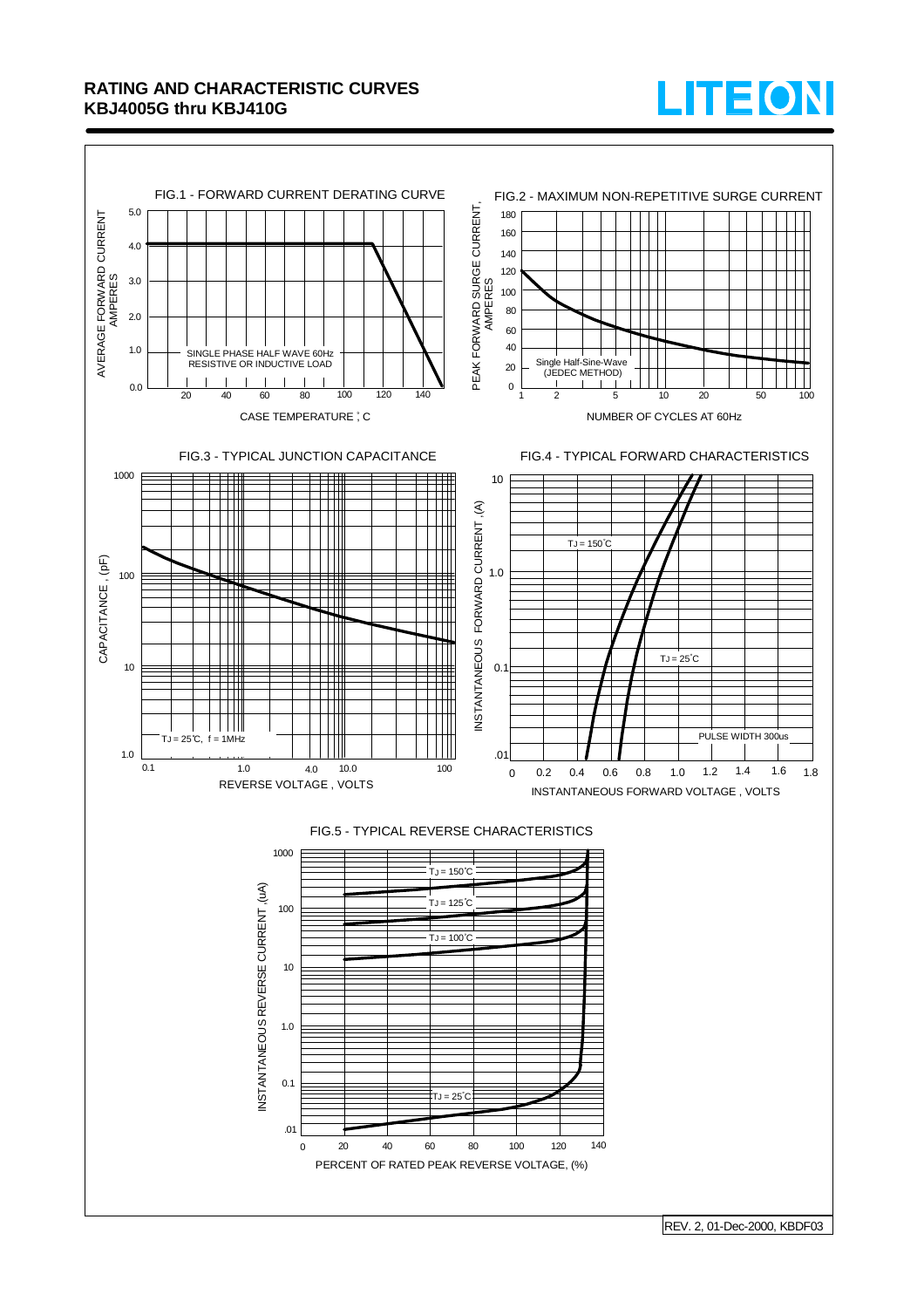# RATING AND CHARACTERISTIC CURVES
## KBJ4005G thru KBJ410G

FIG.1 - FORWARD CURRENT DERATING CURVE

AVERAGE FORWARD CURRENT AMPERES

5.0
4.0
3.0
2.0
1.0
0.0

SINGLE PHASE HALF WAVE 60Hz
RESISTIVE OR INDUCTIVE LOAD

20 40 60 80 100 120 140

CASE TEMPERATURE , ̊C

FIG.2 - MAXIMUM NON-REPETITIVE SURGE CURRENT

PEAK FORWARD SURGE CURRENT, AMPERES

180
160
140
120
100
80
60
40
20
0

Single Half-Sine-Wave
(JEDEC METHOD)

1 2 5 10 20 50 100

NUMBER OF CYCLES AT 60Hz

FIG.3 - TYPICAL JUNCTION CAPACITANCE

CAPACITANCE , (pF)

1000
100
10
1.0

TJ = 25°C, f = 1MHz

0.1 1.0 4.0 10.0 100

REVERSE VOLTAGE , VOLTS

FIG.4 - TYPICAL FORWARD CHARACTERISTICS

INSTANTANEOUS FORWARD CURRENT ,(A)

10
1.0
0.1
.01

TJ = 150°C

TJ = 25°C

PULSE WIDTH 300us

0 0.2 0.4 0.6 0.8 1.0 1.2 1.4 1.6 1.8

INSTANTANEOUS FORWARD VOLTAGE , VOLTS

FIG.5 - TYPICAL REVERSE CHARACTERISTICS

INSTANTANEOUS REVERSE CURRENT ,(uA)

1000
100
10
1.0
0.1
.01

TJ = 150°C

TJ = 125°C

TJ = 100°C

TJ = 25°C

0 20 40 60 80 100 120 140

PERCENT OF RATED PEAK REVERSE VOLTAGE, (%)

REV. 2, 01-Dec-2000, KBDF03